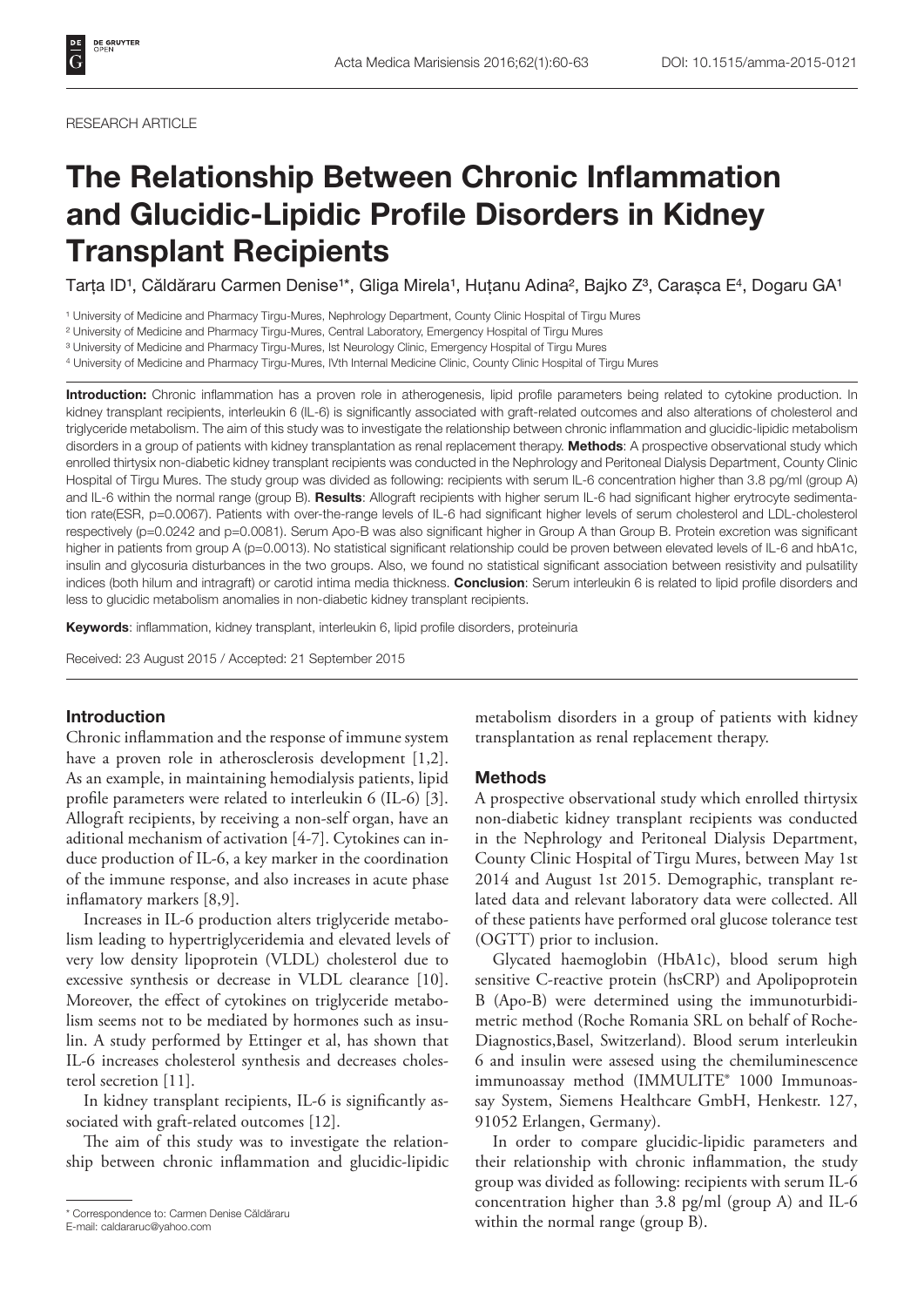RESEARCH ARTICLE

# The Relationship Between Chronic Inflammation and Glucidic-Lipidic Profile Disorders in Kidney Transplant Recipients

Tarța ID[1], Căldăraru Carmen Denise[1*], Gliga Mirela[1], Huțanu Adina[2], Bajko Z[3], Carașca E[4], Dogaru GA[1]

[1] University of Medicine and Pharmacy Tirgu-Mures, Nephrology Department, County Clinic Hospital of Tirgu Mures
[2] University of Medicine and Pharmacy Tirgu-Mures, Central Laboratory, Emergency Hospital of Tirgu Mures
[3] University of Medicine and Pharmacy Tirgu-Mures, Ist Neurology Clinic, Emergency Hospital of Tirgu Mures
[4] University of Medicine and Pharmacy Tirgu-Mures, IVth Internal Medicine Clinic, County Clinic Hospital of Tirgu Mures

**Introduction:** Chronic inflammation has a proven role in atherogenesis, lipid profile parameters being related to cytokine production. In kidney transplant recipients, interleukin 6 (IL-6) is significantly associated with graft-related outcomes and also alterations of cholesterol and triglyceride metabolism. The aim of this study was to investigate the relationship between chronic inflammation and glucidic-lipidic metabolism disorders in a group of patients with kidney transplantation as renal replacement therapy. **Methods**: A prospective observational study which enrolled thirtysix non-diabetic kidney transplant recipients was conducted in the Nephrology and Peritoneal Dialysis Department, County Clinic Hospital of Tirgu Mures. The study group was divided as following: recipients with serum IL-6 concentration higher than 3.8 pg/ml (group A) and IL-6 within the normal range (group B). **Results**: Allograft recipients with higher serum IL-6 had significant higher erytrocyte sedimentation rate(ESR, p=0.0067). Patients with over-the-range levels of IL-6 had significant higher levels of serum cholesterol and LDL-cholesterol respectively (p=0.0242 and p=0.0081). Serum Apo-B was also significant higher in Group A than Group B. Protein excretion was significant higher in patients from group A (p=0.0013). No statistical significant relationship could be proven between elevated levels of IL-6 and hbA1c, insulin and glycosuria disturbances in the two groups. Also, we found no statistical significant association between resistivity and pulsatility indices (both hilum and intragraft) or carotid intima media thickness. **Conclusion**: Serum interleukin 6 is related to lipid profile disorders and less to glucidic metabolism anomalies in non-diabetic kidney transplant recipients.

**Keywords**: inflammation, kidney transplant, interleukin 6, lipid profile disorders, proteinuria

Received: 23 August 2015 / Accepted: 21 September 2015

## Introduction

Chronic inflammation and the response of immune system have a proven role in atherosclerosis development [1,2]. As an example, in maintaining hemodialysis patients, lipid profile parameters were related to interleukin 6 (IL-6) [3]. Allograft recipients, by receiving a non-self organ, have an aditional mechanism of activation [4-7]. Cytokines can induce production of IL-6, a key marker in the coordination of the immune response, and also increases in acute phase inflamatory markers [8,9].

Increases in IL-6 production alters triglyceride metabolism leading to hypertriglyceridemia and elevated levels of very low density lipoprotein (VLDL) cholesterol due to excessive synthesis or decrease in VLDL clearance [10]. Moreover, the effect of cytokines on triglyceride metabolism seems not to be mediated by hormones such as insulin. A study performed by Ettinger et al, has shown that IL-6 increases cholesterol synthesis and decreases cholesterol secretion [11].

In kidney transplant recipients, IL-6 is significantly associated with graft-related outcomes [12].

The aim of this study was to investigate the relationship between chronic inflammation and glucidic-lipidic metabolism disorders in a group of patients with kidney transplantation as renal replacement therapy.

## Methods

A prospective observational study which enrolled thirtysix non-diabetic kidney transplant recipients was conducted in the Nephrology and Peritoneal Dialysis Department, County Clinic Hospital of Tirgu Mures, between May 1st 2014 and August 1st 2015. Demographic, transplant related data and relevant laboratory data were collected. All of these patients have performed oral glucose tolerance test (OGTT) prior to inclusion.

Glycated haemoglobin (HbA1c), blood serum high sensitive C-reactive protein (hsCRP) and Apolipoprotein B (Apo-B) were determined using the immunoturbidimetric method (Roche Romania SRL on behalf of Roche-Diagnostics,Basel, Switzerland). Blood serum interleukin 6 and insulin were assesed using the chemiluminescence immunoassay method (IMMULITE® 1000 Immunoassay System, Siemens Healthcare GmbH, Henkestr. 127, 91052 Erlangen, Germany).

In order to compare glucidic-lipidic parameters and their relationship with chronic inflammation, the study group was divided as following: recipients with serum IL-6 concentration higher than 3.8 pg/ml (group A) and IL-6 within the normal range (group B).

* Correspondence to: Carmen Denise Căldăraru
E-mail: caldararuc@yahoo.com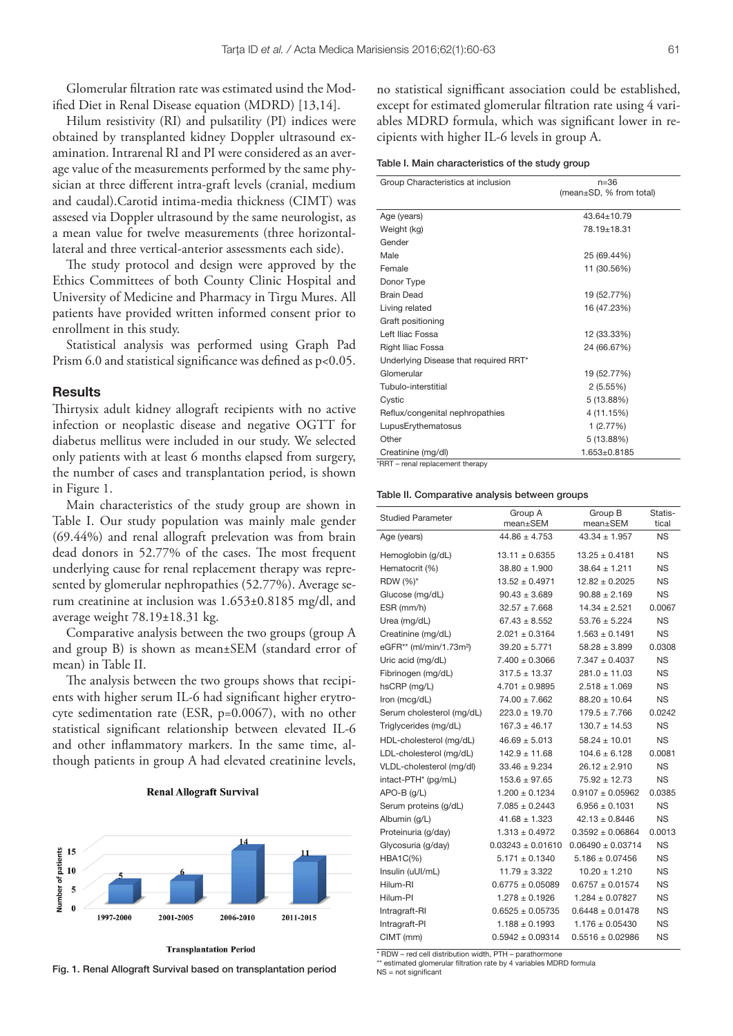Glomerular filtration rate was estimated usind the Modified Diet in Renal Disease equation (MDRD) [13,14].

Hilum resistivity (RI) and pulsatility (PI) indices were obtained by transplanted kidney Doppler ultrasound examination. Intrarenal RI and PI were considered as an average value of the measurements performed by the same physician at three different intra-graft levels (cranial, medium and caudal).Carotid intima-media thickness (CIMT) was assesed via Doppler ultrasound by the same neurologist, as a mean value for twelve measurements (three horizontal-lateral and three vertical-anterior assessments each side).

The study protocol and design were approved by the Ethics Committees of both County Clinic Hospital and University of Medicine and Pharmacy in Tirgu Mures. All patients have provided written informed consent prior to enrollment in this study.

Statistical analysis was performed using Graph Pad Prism 6.0 and statistical significance was defined as $p<0.05$.

## Results

Thirtysix adult kidney allograft recipients with no active infection or neoplastic disease and negative OGTT for diabetus mellitus were included in our study. We selected only patients with at least 6 months elapsed from surgery, the number of cases and transplantation period, is shown in Figure 1.

Main characteristics of the study group are shown in Table I. Our study population was mainly male gender (69.44%) and renal allograft prelevation was from brain dead donors in 52.77% of the cases. The most frequent underlying cause for renal replacement therapy was represented by glomerular nephropathies (52.77%). Average serum creatinine at inclusion was 1.653±0.8185 mg/dl, and average weight 78.19±18.31 kg.

Comparative analysis between the two groups (group A and group B) is shown as mean±SEM (standard error of mean) in Table II.

The analysis between the two groups shows that recipients with higher serum IL-6 had significant higher erytrocyte sedimentation rate (ESR, p=0.0067), with no other statistical significant relationship between elevated IL-6 and other inflammatory markers. In the same time, although patients in group A had elevated creatinine levels, no statistical signifficant association could be established, except for estimated glomerular filtration rate using 4 variables MDRD formula, which was significant lower in recipients with higher IL-6 levels in group A.

Table I. Main characteristics of the study group

| Group Characteristics at inclusion | n=36 (mean±SD, % from total) |
|---|---|
| Age (years) | 43.64±10.79 |
| Weight (kg) | 78.19±18.31 |
| Gender | |
| Male | 25 (69.44%) |
| Female | 11 (30.56%) |
| Donor Type | |
| Brain Dead | 19 (52.77%) |
| Living related | 16 (47.23%) |
| Graft positioning | |
| Left Iliac Fossa | 12 (33.33%) |
| Right Iliac Fossa | 24 (66.67%) |
| Underlying Disease that required RRT* | |
| Glomerular | 19 (52.77%) |
| Tubulo-interstitial | 2 (5.55%) |
| Cystic | 5 (13.88%) |
| Reflux/congenital nephropathies | 4 (11.15%) |
| LupusErythematosus | 1 (2.77%) |
| Other | 5 (13.88%) |
| Creatinine (mg/dl) | 1.653±0.8185 |

*RRT – renal replacement therapy

Table II. Comparative analysis between groups

| Studied Parameter | Group A mean±SEM | Group B mean±SEM | Statistical |
|---|---|---|---|
| Age (years) | 44.86 ± 4.753 | 43.34 ± 1.957 | NS |
| Hemoglobin (g/dL) | 13.11 ± 0.6355 | 13.25 ± 0.4181 | NS |
| Hematocrit (%) | 38.80 ± 1.900 | 38.64 ± 1.211 | NS |
| RDW (%)* | 13.52 ± 0.4971 | 12.82 ± 0.2025 | NS |
| Glucose (mg/dL) | 90.43 ± 3.689 | 90.88 ± 2.169 | NS |
| ESR (mm/h) | 32.57 ± 7.668 | 14.34 ± 2.521 | 0.0067 |
| Urea (mg/dL) | 67.43 ± 8.552 | 53.76 ± 5.224 | NS |
| Creatinine (mg/dL) | 2.021 ± 0.3164 | 1.563 ± 0.1491 | NS |
| eGFR** (ml/min/1.73m²) | 39.20 ± 5.771 | 58.28 ± 3.899 | 0.0308 |
| Uric acid (mg/dL) | 7.400 ± 0.3066 | 7.347 ± 0.4037 | NS |
| Fibrinogen (mg/dL) | 317.5 ± 13.37 | 281.0 ± 11.03 | NS |
| hsCRP (mg/L) | 4.701 ± 0.9895 | 2.518 ± 1.069 | NS |
| Iron (mcg/dL) | 74.00 ± 7.662 | 88.20 ± 10.64 | NS |
| Serum cholesterol (mg/dL) | 223.0 ± 19.70 | 179.5 ± 7.766 | 0.0242 |
| Triglycerides (mg/dL) | 167.3 ± 46.17 | 130.7 ± 14.53 | NS |
| HDL-cholesterol (mg/dL) | 46.69 ± 5.013 | 58.24 ± 10.01 | NS |
| LDL-cholesterol (mg/dL) | 142.9 ± 11.68 | 104.6 ± 6.128 | 0.0081 |
| VLDL-cholesterol (mg/dl) | 33.46 ± 9.234 | 26.12 ± 2.910 | NS |
| intact-PTH* (pg/mL) | 153.6 ± 97.65 | 75.92 ± 12.73 | NS |
| APO-B (g/L) | 1.200 ± 0.1234 | 0.9107 ± 0.05962 | 0.0385 |
| Serum proteins (g/dL) | 7.085 ± 0.2443 | 6.956 ± 0.1031 | NS |
| Albumin (g/L) | 41.68 ± 1.323 | 42.13 ± 0.8446 | NS |
| Proteinuria (g/day) | 1.313 ± 0.4972 | 0.3592 ± 0.06864 | 0.0013 |
| Glycosuria (g/day) | 0.03243 ± 0.01610 | 0.06490 ± 0.03714 | NS |
| HBA1C(%) | 5.171 ± 0.1340 | 5.186 ± 0.07456 | NS |
| Insulin (uUI/mL) | 11.79 ± 3.322 | 10.20 ± 1.210 | NS |
| Hilum-RI | 0.6775 ± 0.05089 | 0.6757 ± 0.01574 | NS |
| Hilum-PI | 1.278 ± 0.1926 | 1.284 ± 0.07827 | NS |
| Intragraft-RI | 0.6525 ± 0.05735 | 0.6448 ± 0.01478 | NS |
| Intragraft-PI | 1.188 ± 0.1993 | 1.176 ± 0.05430 | NS |
| CIMT (mm) | 0.5942 ± 0.09314 | 0.5516 ± 0.02986 | NS |

\* RDW – red cell distribution width, PTH – parathormone
\*\* estimated glomerular filtration rate by 4 variables MDRD formula
NS = not significant

**Renal Allograft Survival**

| Transplantation Period | Number of patients |
|---|---|
| 1997-2000 | 5 |
| 2001-2005 | 6 |
| 2006-2010 | 14 |
| 2011-2015 | 11 |

Fig. 1. Renal Allograft Survival based on transplantation period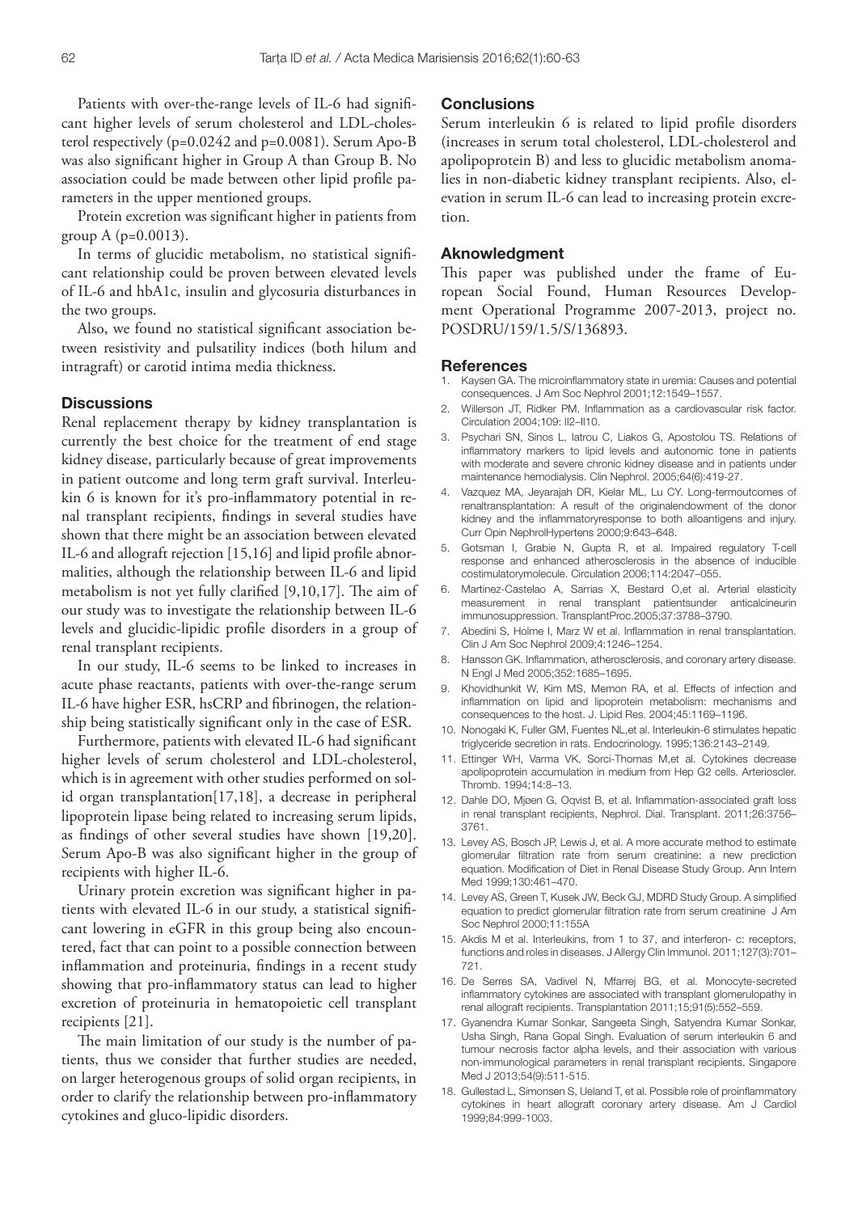Patients with over-the-range levels of IL-6 had significant higher levels of serum cholesterol and LDL-cholesterol respectively (p=0.0242 and p=0.0081). Serum Apo-B was also significant higher in Group A than Group B. No association could be made between other lipid profile parameters in the upper mentioned groups.

Protein excretion was significant higher in patients from group A (p=0.0013).

In terms of glucidic metabolism, no statistical significant relationship could be proven between elevated levels of IL-6 and hbA1c, insulin and glycosuria disturbances in the two groups.

Also, we found no statistical significant association between resistivity and pulsatility indices (both hilum and intragraft) or carotid intima media thickness.

## Discussions

Renal replacement therapy by kidney transplantation is currently the best choice for the treatment of end stage kidney disease, particularly because of great improvements in patient outcome and long term graft survival. Interleukin 6 is known for it's pro-inflammatory potential in renal transplant recipients, findings in several studies have shown that there might be an association between elevated IL-6 and allograft rejection [15,16] and lipid profile abnormalities, although the relationship between IL-6 and lipid metabolism is not yet fully clarified [9,10,17]. The aim of our study was to investigate the relationship between IL-6 levels and glucidic-lipidic profile disorders in a group of renal transplant recipients.

In our study, IL-6 seems to be linked to increases in acute phase reactants, patients with over-the-range serum IL-6 have higher ESR, hsCRP and fibrinogen, the relationship being statistically significant only in the case of ESR.

Furthermore, patients with elevated IL-6 had significant higher levels of serum cholesterol and LDL-cholesterol, which is in agreement with other studies performed on solid organ transplantation[17,18], a decrease in peripheral lipoprotein lipase being related to increasing serum lipids, as findings of other several studies have shown [19,20]. Serum Apo-B was also significant higher in the group of recipients with higher IL-6.

Urinary protein excretion was significant higher in patients with elevated IL-6 in our study, a statistical significant lowering in eGFR in this group being also encountered, fact that can point to a possible connection between inflammation and proteinuria, findings in a recent study showing that pro-inflammatory status can lead to higher excretion of proteinuria in hematopoietic cell transplant recipients [21].

The main limitation of our study is the number of patients, thus we consider that further studies are needed, on larger heterogenous groups of solid organ recipients, in order to clarify the relationship between pro-inflammatory cytokines and gluco-lipidic disorders.

## Conclusions

Serum interleukin 6 is related to lipid profile disorders (increases in serum total cholesterol, LDL-cholesterol and apolipoprotein B) and less to glucidic metabolism anomalies in non-diabetic kidney transplant recipients. Also, elevation in serum IL-6 can lead to increasing protein excretion.

## Aknowledgment

This paper was published under the frame of European Social Found, Human Resources Development Operational Programme 2007-2013, project no. POSDRU/159/1.5/S/136893.

## References

1. Kaysen GA. The microinflammatory state in uremia: Causes and potential consequences. J Am Soc Nephrol 2001;12:1549–1557.
2. Willerson JT, Ridker PM. Inflammation as a cardiovascular risk factor. Circulation 2004;109: II2–II10.
3. Psychari SN, Sinos L, Iatrou C, Liakos G, Apostolou TS. Relations of inflammatory markers to lipid levels and autonomic tone in patients with moderate and severe chronic kidney disease and in patients under maintenance hemodialysis. Clin Nephrol. 2005;64(6):419-27.
4. Vazquez MA, Jeyarajah DR, Kielar ML, Lu CY. Long-termoutcomes of renaltransplantation: A result of the originalendowment of the donor kidney and the inflammatoryresponse to both alloantigens and injury. Curr Opin NephrolHypertens 2000;9:643–648.
5. Gotsman I, Grabie N, Gupta R, et al. Impaired regulatory T-cell response and enhanced atherosclerosis in the absence of inducible costimulatorymolecule. Circulation 2006;114:2047–055.
6. Martinez-Castelao A, Sarrias X, Bestard O,et al. Arterial elasticity measurement in renal transplant patientsunder anticalcineurin immunosuppression. TransplantProc.2005;37:3788–3790.
7. Abedini S, Holme I, Marz W et al. Inflammation in renal transplantation. Clin J Am Soc Nephrol 2009;4:1246–1254.
8. Hansson GK. Inflammation, atherosclerosis, and coronary artery disease. N Engl J Med 2005;352:1685–1695.
9. Khovidhunkit W, Kim MS, Memon RA, et al. Effects of infection and inflammation on lipid and lipoprotein metabolism: mechanisms and consequences to the host. J. Lipid Res. 2004;45:1169–1196.
10. Nonogaki K, Fuller GM, Fuentes NL,et al. Interleukin-6 stimulates hepatic triglyceride secretion in rats. Endocrinology. 1995;136:2143–2149.
11. Ettinger WH, Varma VK, Sorci-Thomas M,et al. Cytokines decrease apolipoprotein accumulation in medium from Hep G2 cells. Arterioscler. Thromb. 1994;14:8–13.
12. Dahle DO, Mjøen G, Oqvist B, et al. Inflammation-associated graft loss in renal transplant recipients, Nephrol. Dial. Transplant. 2011;26:3756–3761.
13. Levey AS, Bosch JP, Lewis J, et al. A more accurate method to estimate glomerular filtration rate from serum creatinine: a new prediction equation. Modification of Diet in Renal Disease Study Group. Ann Intern Med 1999;130:461–470.
14. Levey AS, Green T, Kusek JW, Beck GJ, MDRD Study Group. A simplified equation to predict glomerular filtration rate from serum creatinine J Am Soc Nephrol 2000;11:155A
15. Akdis M et al. Interleukins, from 1 to 37, and interferon- c: receptors, functions and roles in diseases. J Allergy Clin Immunol. 2011;127(3):701–721.
16. De Serres SA, Vadivel N, Mfarrej BG, et al. Monocyte-secreted inflammatory cytokines are associated with transplant glomerulopathy in renal allograft recipients. Transplantation 2011;15;91(5):552–559.
17. Gyanendra Kumar Sonkar, Sangeeta Singh, Satyendra Kumar Sonkar, Usha Singh, Rana Gopal Singh. Evaluation of serum interleukin 6 and tumour necrosis factor alpha levels, and their association with various non-immunological parameters in renal transplant recipients. Singapore Med J 2013;54(9):511-515.
18. Gullestad L, Simonsen S, Ueland T, et al. Possible role of proinflammatory cytokines in heart allograft coronary artery disease. Am J Cardiol 1999;84:999-1003.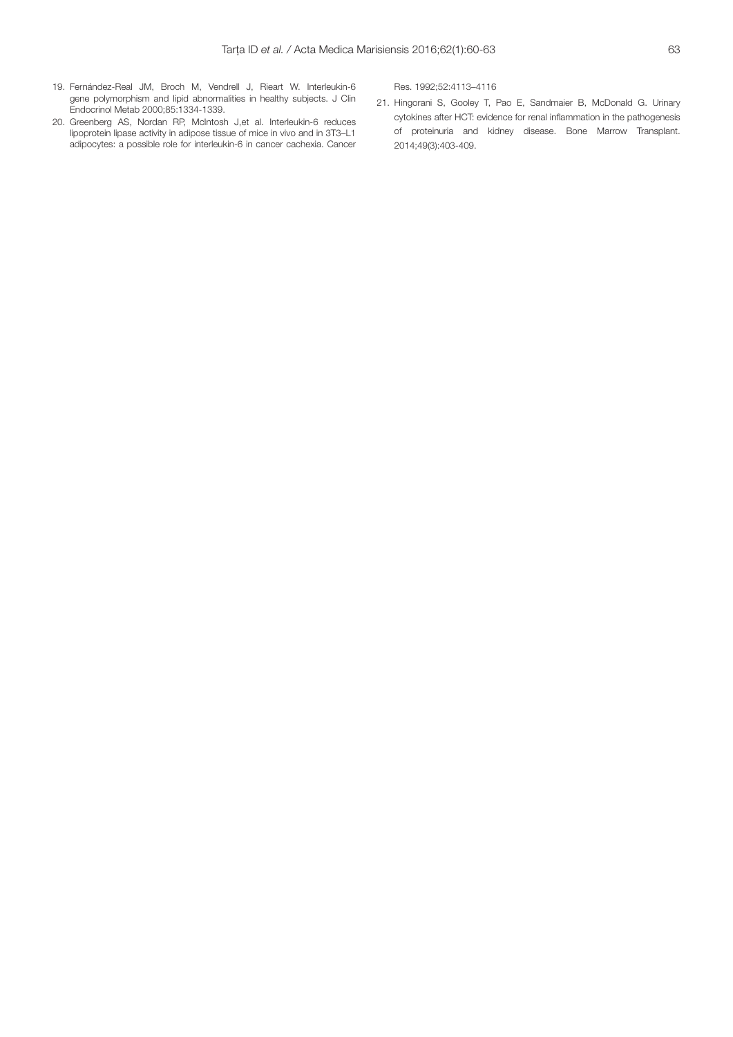19. Fernández-Real JM, Broch M, Vendrell J, Rieart W. Interleukin-6 gene polymorphism and lipid abnormalities in healthy subjects. J Clin Endocrinol Metab 2000;85:1334-1339.
20. Greenberg AS, Nordan RP, McIntosh J,et al. Interleukin-6 reduces lipoprotein lipase activity in adipose tissue of mice in vivo and in 3T3–L1 adipocytes: a possible role for interleukin-6 in cancer cachexia. Cancer Res. 1992;52:4113–4116
21. Hingorani S, Gooley T, Pao E, Sandmaier B, McDonald G. Urinary cytokines after HCT: evidence for renal inflammation in the pathogenesis of proteinuria and kidney disease. Bone Marrow Transplant. 2014;49(3):403-409.